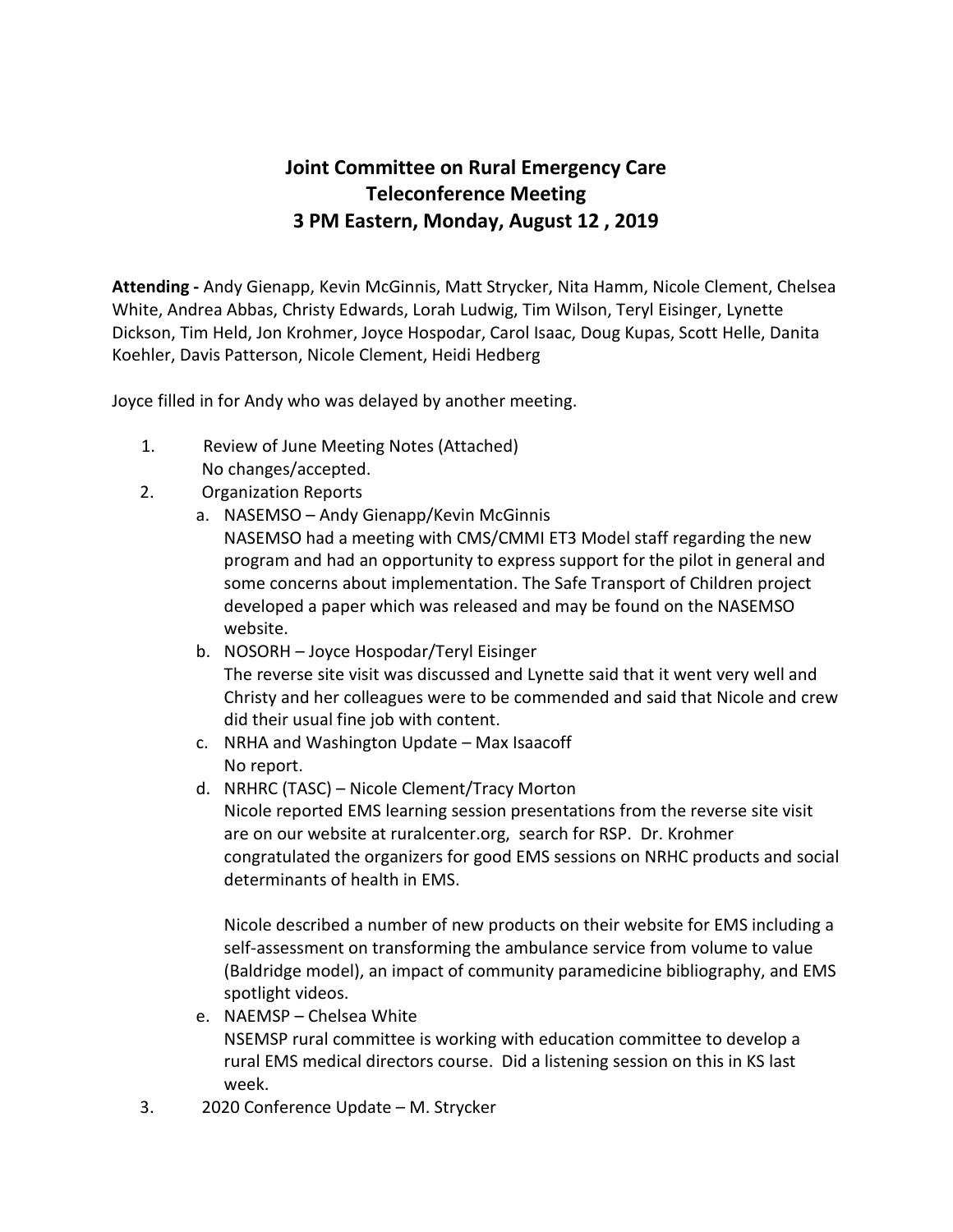# Joint Committee on Rural Emergency Care
## Teleconference Meeting
## 3 PM Eastern, Monday, August 12 , 2019

**Attending -** Andy Gienapp, Kevin McGinnis, Matt Strycker, Nita Hamm, Nicole Clement, Chelsea White, Andrea Abbas, Christy Edwards, Lorah Ludwig, Tim Wilson, Teryl Eisinger, Lynette Dickson, Tim Held, Jon Krohmer, Joyce Hospodar, Carol Isaac, Doug Kupas, Scott Helle, Danita Koehler, Davis Patterson, Nicole Clement, Heidi Hedberg

Joyce filled in for Andy who was delayed by another meeting.

1. Review of June Meeting Notes (Attached)
   No changes/accepted.
2. Organization Reports
   a. NASEMSO – Andy Gienapp/Kevin McGinnis
      NASEMSO had a meeting with CMS/CMMI ET3 Model staff regarding the new program and had an opportunity to express support for the pilot in general and some concerns about implementation. The Safe Transport of Children project developed a paper which was released and may be found on the NASEMSO website.
   b. NOSORH – Joyce Hospodar/Teryl Eisinger
      The reverse site visit was discussed and Lynette said that it went very well and Christy and her colleagues were to be commended and said that Nicole and crew did their usual fine job with content.
   c. NRHA and Washington Update – Max Isaacoff
      No report.
   d. NRHRC (TASC) – Nicole Clement/Tracy Morton
      Nicole reported EMS learning session presentations from the reverse site visit are on our website at ruralcenter.org, search for RSP. Dr. Krohmer congratulated the organizers for good EMS sessions on NRHC products and social determinants of health in EMS.

      Nicole described a number of new products on their website for EMS including a self-assessment on transforming the ambulance service from volume to value (Baldridge model), an impact of community paramedicine bibliography, and EMS spotlight videos.
   e. NAEMSP – Chelsea White
      NSEMSP rural committee is working with education committee to develop a rural EMS medical directors course. Did a listening session on this in KS last week.
3. 2020 Conference Update – M. Strycker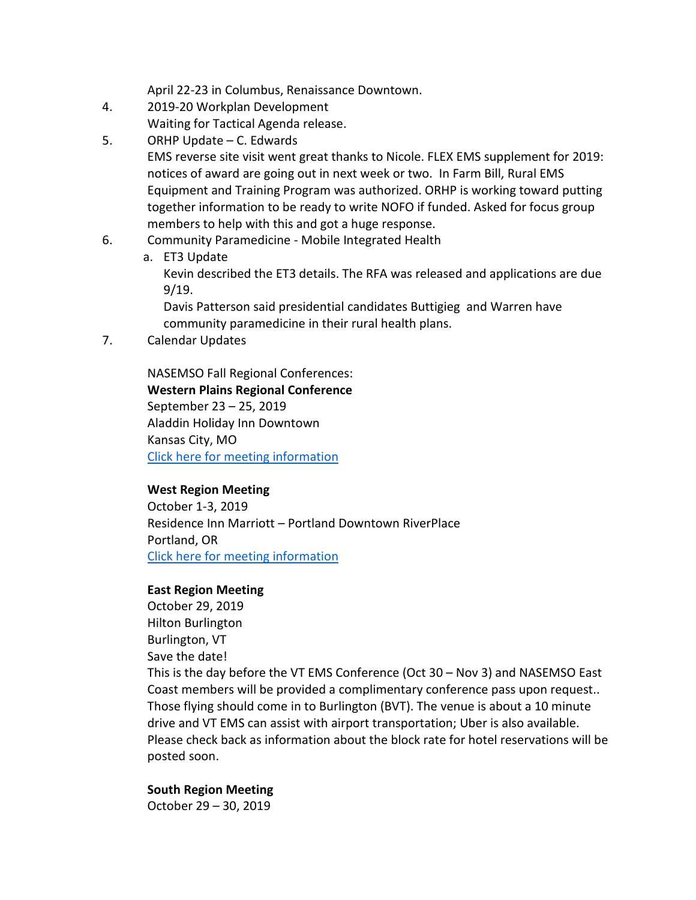April 22-23 in Columbus, Renaissance Downtown.

4. 2019-20 Workplan Development
   Waiting for Tactical Agenda release.
5. ORHP Update – C. Edwards
   EMS reverse site visit went great thanks to Nicole. FLEX EMS supplement for 2019: notices of award are going out in next week or two. In Farm Bill, Rural EMS Equipment and Training Program was authorized. ORHP is working toward putting together information to be ready to write NOFO if funded. Asked for focus group members to help with this and got a huge response.
6. Community Paramedicine - Mobile Integrated Health
   a. ET3 Update
      Kevin described the ET3 details. The RFA was released and applications are due 9/19.
      Davis Patterson said presidential candidates Buttigieg and Warren have community paramedicine in their rural health plans.
7. Calendar Updates

   NASEMSO Fall Regional Conferences:
   **Western Plains Regional Conference**
   September 23 – 25, 2019
   Aladdin Holiday Inn Downtown
   Kansas City, MO
   Click here for meeting information

   **West Region Meeting**
   October 1-3, 2019
   Residence Inn Marriott – Portland Downtown RiverPlace
   Portland, OR
   Click here for meeting information

   **East Region Meeting**
   October 29, 2019
   Hilton Burlington
   Burlington, VT
   Save the date!
   This is the day before the VT EMS Conference (Oct 30 – Nov 3) and NASEMSO East Coast members will be provided a complimentary conference pass upon request.. Those flying should come in to Burlington (BVT). The venue is about a 10 minute drive and VT EMS can assist with airport transportation; Uber is also available. Please check back as information about the block rate for hotel reservations will be posted soon.

   **South Region Meeting**
   October 29 – 30, 2019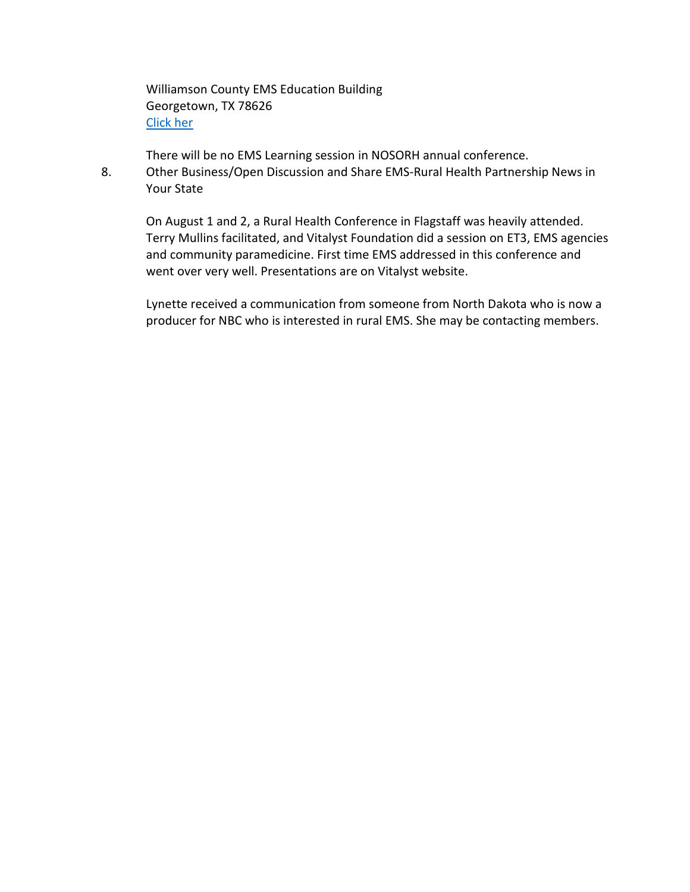Williamson County EMS Education Building
Georgetown, TX 78626
Click her

There will be no EMS Learning session in NOSORH annual conference.

8. Other Business/Open Discussion and Share EMS-Rural Health Partnership News in Your State

On August 1 and 2, a Rural Health Conference in Flagstaff was heavily attended. Terry Mullins facilitated, and Vitalyst Foundation did a session on ET3, EMS agencies and community paramedicine. First time EMS addressed in this conference and went over very well. Presentations are on Vitalyst website.

Lynette received a communication from someone from North Dakota who is now a producer for NBC who is interested in rural EMS. She may be contacting members.